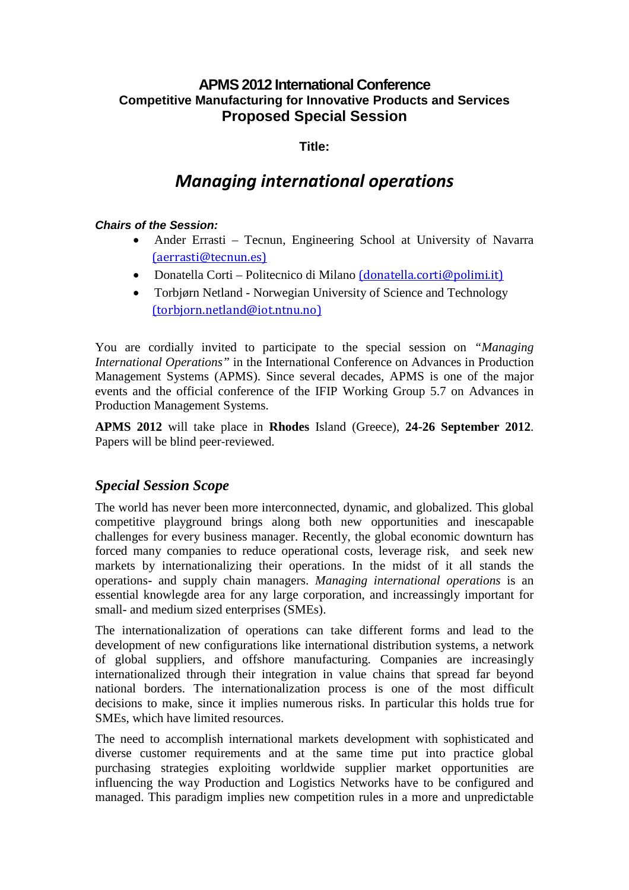# APMS 2012 International Conference
## Competitive Manufacturing for Innovative Products and Services
## Proposed Special Session

**Title:**

# *Managing international operations*

***Chairs of the Session:***

- Ander Errasti – Tecnun, Engineering School at University of Navarra (aerrasti@tecnun.es)
- Donatella Corti – Politecnico di Milano (donatella.corti@polimi.it)
- Torbjørn Netland - Norwegian University of Science and Technology (torbjorn.netland@iot.ntnu.no)

You are cordially invited to participate to the special session on *"Managing International Operations"* in the International Conference on Advances in Production Management Systems (APMS). Since several decades, APMS is one of the major events and the official conference of the IFIP Working Group 5.7 on Advances in Production Management Systems.

**APMS 2012** will take place in **Rhodes** Island (Greece), **24-26 September 2012**. Papers will be blind peer-reviewed.

## *Special Session Scope*

The world has never been more interconnected, dynamic, and globalized. This global competitive playground brings along both new opportunities and inescapable challenges for every business manager. Recently, the global economic downturn has forced many companies to reduce operational costs, leverage risk, and seek new markets by internationalizing their operations. In the midst of it all stands the operations- and supply chain managers. *Managing international operations* is an essential knowlegde area for any large corporation, and increassingly important for small- and medium sized enterprises (SMEs).

The internationalization of operations can take different forms and lead to the development of new configurations like international distribution systems, a network of global suppliers, and offshore manufacturing. Companies are increasingly internationalized through their integration in value chains that spread far beyond national borders. The internationalization process is one of the most difficult decisions to make, since it implies numerous risks. In particular this holds true for SMEs, which have limited resources.

The need to accomplish international markets development with sophisticated and diverse customer requirements and at the same time put into practice global purchasing strategies exploiting worldwide supplier market opportunities are influencing the way Production and Logistics Networks have to be configured and managed. This paradigm implies new competition rules in a more and unpredictable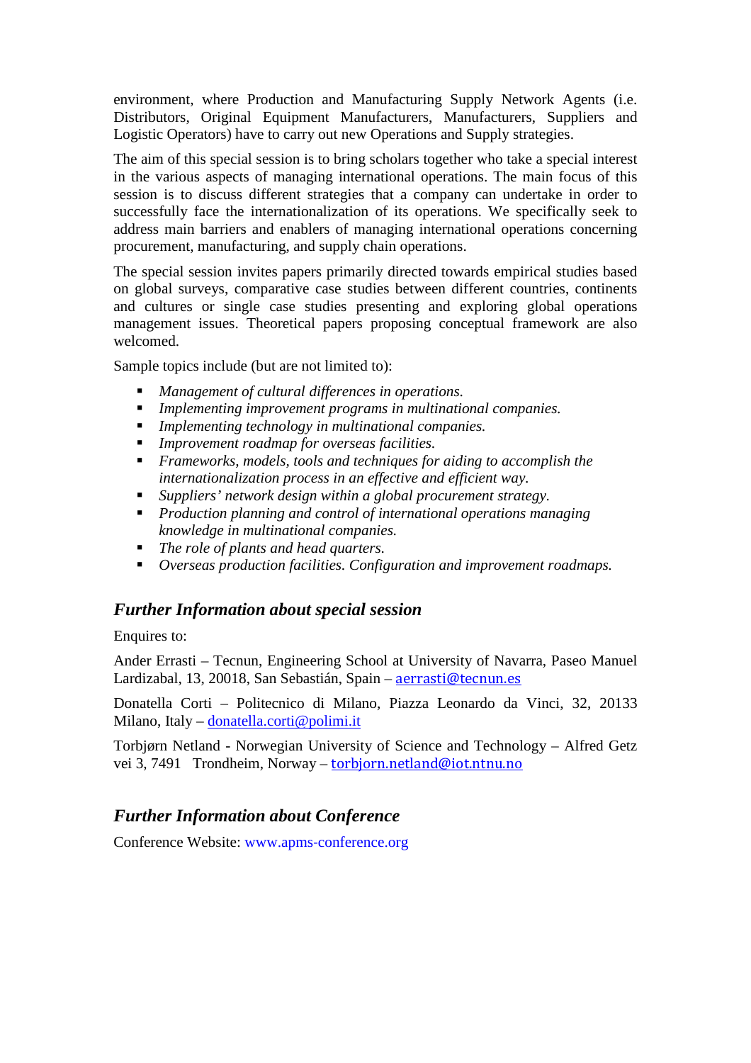environment, where Production and Manufacturing Supply Network Agents (i.e. Distributors, Original Equipment Manufacturers, Manufacturers, Suppliers and Logistic Operators) have to carry out new Operations and Supply strategies.

The aim of this special session is to bring scholars together who take a special interest in the various aspects of managing international operations. The main focus of this session is to discuss different strategies that a company can undertake in order to successfully face the internationalization of its operations. We specifically seek to address main barriers and enablers of managing international operations concerning procurement, manufacturing, and supply chain operations.

The special session invites papers primarily directed towards empirical studies based on global surveys, comparative case studies between different countries, continents and cultures or single case studies presenting and exploring global operations management issues. Theoretical papers proposing conceptual framework are also welcomed.

Sample topics include (but are not limited to):

- *Management of cultural differences in operations.*
- *Implementing improvement programs in multinational companies.*
- *Implementing technology in multinational companies.*
- *Improvement roadmap for overseas facilities.*
- *Frameworks, models, tools and techniques for aiding to accomplish the internationalization process in an effective and efficient way.*
- *Suppliers' network design within a global procurement strategy.*
- *Production planning and control of international operations managing knowledge in multinational companies.*
- *The role of plants and head quarters.*
- *Overseas production facilities. Configuration and improvement roadmaps.*

## *Further Information about special session*

Enquires to:

Ander Errasti – Tecnun, Engineering School at University of Navarra, Paseo Manuel Lardizabal, 13, 20018, San Sebastián, Spain – aerrasti@tecnun.es

Donatella Corti – Politecnico di Milano, Piazza Leonardo da Vinci, 32, 20133 Milano, Italy – donatella.corti@polimi.it

Torbjørn Netland - Norwegian University of Science and Technology – Alfred Getz vei 3, 7491 Trondheim, Norway – torbjorn.netland@iot.ntnu.no

## *Further Information about Conference*

Conference Website: www.apms-conference.org